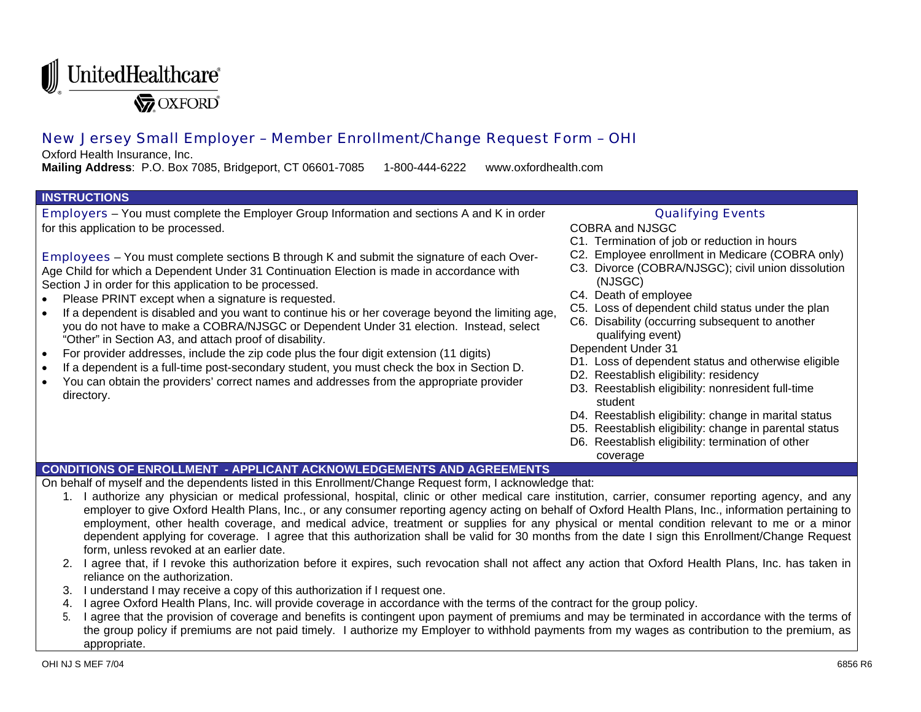UnitedHealthcare

OXFORD

# New Jersey Small Employer – Member Enrollment/Change Request Form – OHI

Oxford Health Insurance, Inc.

**Mailing Address**: P.O. Box 7085, Bridgeport, CT 06601-7085    1-800-444-6222    www.oxfordhealth.com

## INSTRUCTIONS

Employers – You must complete the Employer Group Information and sections A and K in order for this application to be processed.

Employees – You must complete sections B through K and submit the signature of each Over-Age Child for which a Dependent Under 31 Continuation Election is made in accordance with Section J in order for this application to be processed.

- Please PRINT except when a signature is requested.
- If a dependent is disabled and you want to continue his or her coverage beyond the limiting age, you do not have to make a COBRA/NJSGC or Dependent Under 31 election. Instead, select "Other" in Section A3, and attach proof of disability.
- For provider addresses, include the zip code plus the four digit extension (11 digits)
- If a dependent is a full-time post-secondary student, you must check the box in Section D.
- You can obtain the providers' correct names and addresses from the appropriate provider directory.

### Qualifying Events

COBRA and NJSGC

- C1. Termination of job or reduction in hours
- C2. Employee enrollment in Medicare (COBRA only)
- C3. Divorce (COBRA/NJSGC); civil union dissolution (NJSGC)
- C4. Death of employee
- C5. Loss of dependent child status under the plan
- C6. Disability (occurring subsequent to another qualifying event)

Dependent Under 31

- D1. Loss of dependent status and otherwise eligible
- D2. Reestablish eligibility: residency
- D3. Reestablish eligibility: nonresident full-time student
- D4. Reestablish eligibility: change in marital status
- D5. Reestablish eligibility: change in parental status
- D6. Reestablish eligibility: termination of other coverage

## CONDITIONS OF ENROLLMENT - APPLICANT ACKNOWLEDGEMENTS AND AGREEMENTS

On behalf of myself and the dependents listed in this Enrollment/Change Request form, I acknowledge that:

1. I authorize any physician or medical professional, hospital, clinic or other medical care institution, carrier, consumer reporting agency, and any employer to give Oxford Health Plans, Inc., or any consumer reporting agency acting on behalf of Oxford Health Plans, Inc., information pertaining to employment, other health coverage, and medical advice, treatment or supplies for any physical or mental condition relevant to me or a minor dependent applying for coverage. I agree that this authorization shall be valid for 30 months from the date I sign this Enrollment/Change Request form, unless revoked at an earlier date.
2. I agree that, if I revoke this authorization before it expires, such revocation shall not affect any action that Oxford Health Plans, Inc. has taken in reliance on the authorization.
3. I understand I may receive a copy of this authorization if I request one.
4. I agree Oxford Health Plans, Inc. will provide coverage in accordance with the terms of the contract for the group policy.
5. I agree that the provision of coverage and benefits is contingent upon payment of premiums and may be terminated in accordance with the terms of the group policy if premiums are not paid timely. I authorize my Employer to withhold payments from my wages as contribution to the premium, as appropriate.

OHI NJ S MEF 7/04    6856 R6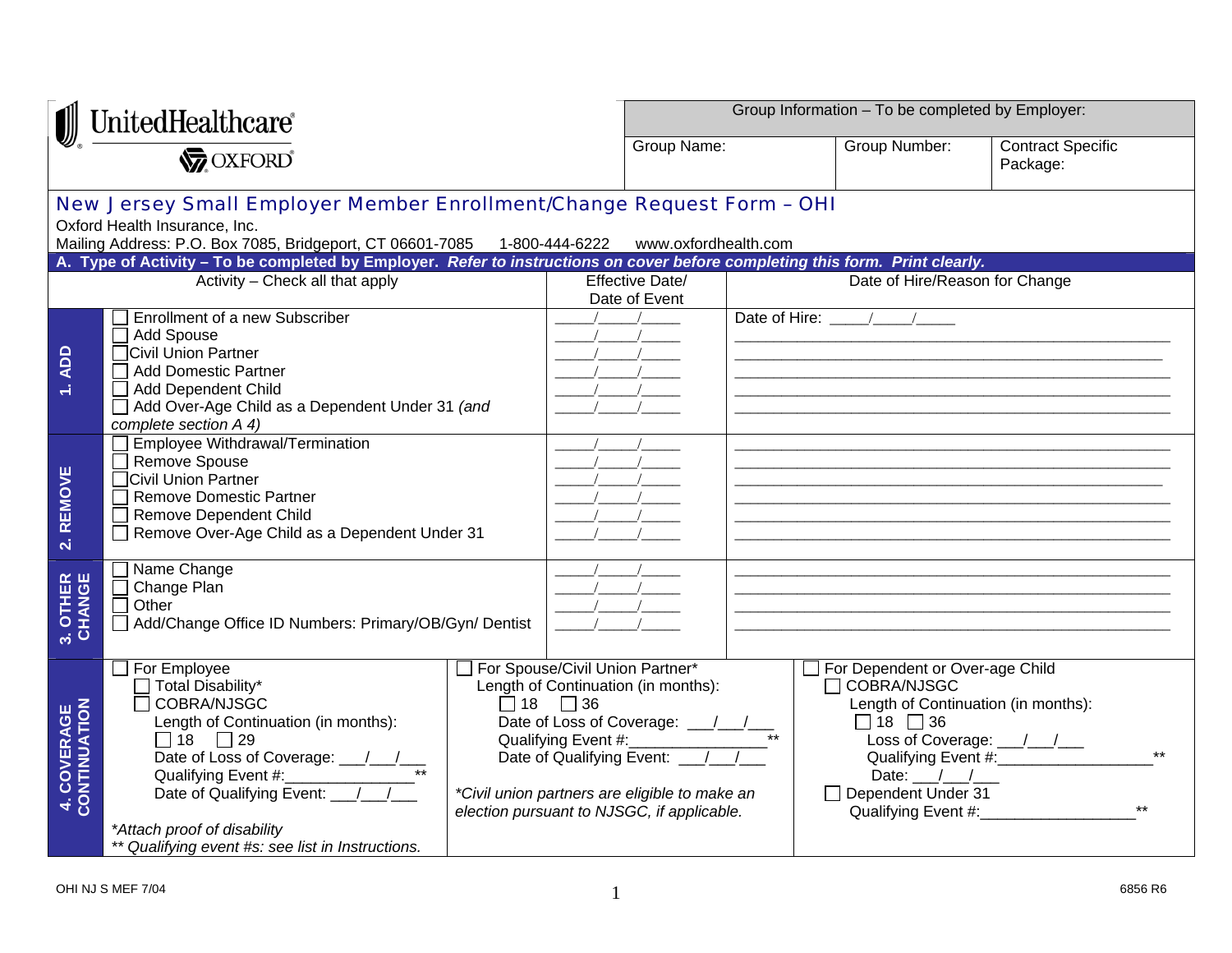UnitedHealthcare
OXFORD

| Group Information – To be completed by Employer: | | |
|---|---|---|
| Group Name: | Group Number: | Contract Specific Package: |

## New Jersey Small Employer Member Enrollment/Change Request Form – OHI

Oxford Health Insurance, Inc.
Mailing Address: P.O. Box 7085, Bridgeport, CT 06601-7085   1-800-444-6222   www.oxfordhealth.com

**A. Type of Activity – To be completed by Employer.** ***Refer to instructions on cover before completing this form. Print clearly.***

| | Activity – Check all that apply | Effective Date/ Date of Event | Date of Hire/Reason for Change |
|---|---|---|---|
| **1. ADD** | ☐ Enrollment of a new Subscriber | \_\_\_\_/\_\_\_\_/\_\_\_\_ | Date of Hire: \_\_\_\_/\_\_\_\_/\_\_\_\_ |
| | ☐ Add Spouse | \_\_\_\_/\_\_\_\_/\_\_\_\_ | \_\_\_\_\_\_\_\_\_\_\_\_\_\_\_\_\_\_\_\_ |
| | ☐ Civil Union Partner | \_\_\_\_/\_\_\_\_/\_\_\_\_ | \_\_\_\_\_\_\_\_\_\_\_\_\_\_\_\_\_\_\_\_ |
| | ☐ Add Domestic Partner | \_\_\_\_/\_\_\_\_/\_\_\_\_ | \_\_\_\_\_\_\_\_\_\_\_\_\_\_\_\_\_\_\_\_ |
| | ☐ Add Dependent Child | \_\_\_\_/\_\_\_\_/\_\_\_\_ | \_\_\_\_\_\_\_\_\_\_\_\_\_\_\_\_\_\_\_\_ |
| | ☐ Add Over-Age Child as a Dependent Under 31 *(and complete section A 4)* | \_\_\_\_/\_\_\_\_/\_\_\_\_ | \_\_\_\_\_\_\_\_\_\_\_\_\_\_\_\_\_\_\_\_ |
| **2. REMOVE** | ☐ Employee Withdrawal/Termination | \_\_\_\_/\_\_\_\_/\_\_\_\_ | \_\_\_\_\_\_\_\_\_\_\_\_\_\_\_\_\_\_\_\_ |
| | ☐ Remove Spouse | \_\_\_\_/\_\_\_\_/\_\_\_\_ | \_\_\_\_\_\_\_\_\_\_\_\_\_\_\_\_\_\_\_\_ |
| | ☐ Civil Union Partner | \_\_\_\_/\_\_\_\_/\_\_\_\_ | \_\_\_\_\_\_\_\_\_\_\_\_\_\_\_\_\_\_\_\_ |
| | ☐ Remove Domestic Partner | \_\_\_\_/\_\_\_\_/\_\_\_\_ | \_\_\_\_\_\_\_\_\_\_\_\_\_\_\_\_\_\_\_\_ |
| | ☐ Remove Dependent Child | \_\_\_\_/\_\_\_\_/\_\_\_\_ | \_\_\_\_\_\_\_\_\_\_\_\_\_\_\_\_\_\_\_\_ |
| | ☐ Remove Over-Age Child as a Dependent Under 31 | \_\_\_\_/\_\_\_\_/\_\_\_\_ | \_\_\_\_\_\_\_\_\_\_\_\_\_\_\_\_\_\_\_\_ |
| **3. OTHER CHANGE** | ☐ Name Change | \_\_\_\_/\_\_\_\_/\_\_\_\_ | \_\_\_\_\_\_\_\_\_\_\_\_\_\_\_\_\_\_\_\_ |
| | ☐ Change Plan | \_\_\_\_/\_\_\_\_/\_\_\_\_ | \_\_\_\_\_\_\_\_\_\_\_\_\_\_\_\_\_\_\_\_ |
| | ☐ Other | \_\_\_\_/\_\_\_\_/\_\_\_\_ | \_\_\_\_\_\_\_\_\_\_\_\_\_\_\_\_\_\_\_\_ |
| | ☐ Add/Change Office ID Numbers: Primary/OB/Gyn/ Dentist | \_\_\_\_/\_\_\_\_/\_\_\_\_ | \_\_\_\_\_\_\_\_\_\_\_\_\_\_\_\_\_\_\_\_ |

**4. COVERAGE CONTINUATION**

| For Employee | For Spouse/Civil Union Partner* | For Dependent or Over-age Child |
|---|---|---|
| ☐ For Employee<br>☐ Total Disability*<br>☐ COBRA/NJSGC<br>Length of Continuation (in months):<br>☐ 18 ☐ 29<br>Date of Loss of Coverage: \_\_\_/\_\_\_/\_\_\_<br>Qualifying Event #:\_\_\_\_\_\_\_\_\_\_\_\_\_\_\_\_**<br>Date of Qualifying Event: \_\_\_/\_\_\_/\_\_\_<br><br>*\*Attach proof of disability*<br>*\*\* Qualifying event #s: see list in Instructions.* | ☐ For Spouse/Civil Union Partner*<br>Length of Continuation (in months):<br>☐ 18 ☐ 36<br>Date of Loss of Coverage: \_\_\_/\_\_\_/\_\_\_<br>Qualifying Event #:\_\_\_\_\_\_\_\_\_\_\_\_\_\_\_\_**<br>Date of Qualifying Event: \_\_\_/\_\_\_/\_\_\_<br><br>*\*Civil union partners are eligible to make an election pursuant to NJSGC, if applicable.* | ☐ For Dependent or Over-age Child<br>☐ COBRA/NJSGC<br>Length of Continuation (in months):<br>☐ 18 ☐ 36<br>Loss of Coverage: \_\_\_/\_\_\_/\_\_\_<br>Qualifying Event #:\_\_\_\_\_\_\_\_\_\_\_\_\_\_\_\_**<br>Date: \_\_\_/\_\_\_/\_\_\_<br>☐ Dependent Under 31<br>Qualifying Event #:\_\_\_\_\_\_\_\_\_\_\_\_\_\_\_\_** |

OHI NJ S MEF 7/04   6856 R6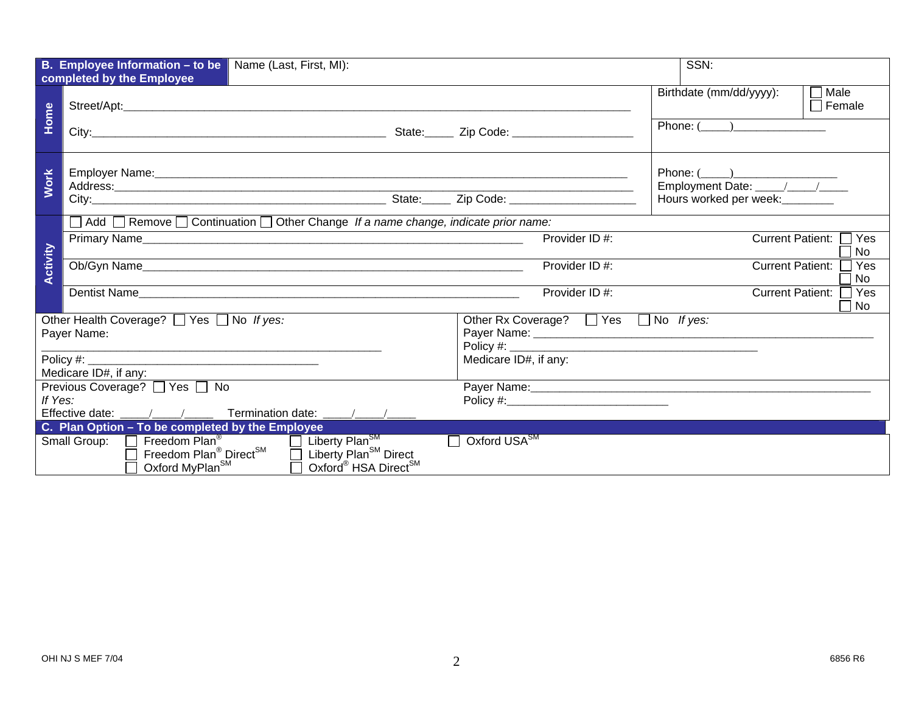## B. Employee Information – to be completed by the Employee

Name (Last, First, MI):

SSN:

**Home**

Street/Apt:\_\_\_\_\_\_\_\_\_\_\_\_\_\_\_\_\_\_\_\_\_\_\_\_\_\_\_\_\_\_\_\_\_\_\_\_\_\_\_\_\_\_\_\_\_\_\_\_\_\_\_\_\_\_\_\_\_\_\_\_\_\_\_\_\_\_\_\_

City:\_\_\_\_\_\_\_\_\_\_\_\_\_\_\_\_\_\_\_\_\_\_\_\_\_\_\_\_\_\_\_\_\_\_\_\_\_\_\_\_\_\_\_ State:\_\_\_\_\_ Zip Code: \_\_\_\_\_\_\_\_\_\_\_\_\_\_\_\_\_\_\_

Birthdate (mm/dd/yyyy): ☐ Male ☐ Female

Phone: (\_\_\_\_)\_\_\_\_\_\_\_\_\_\_\_\_\_\_\_

**Work**

Employer Name:\_\_\_\_\_\_\_\_\_\_\_\_\_\_\_\_\_\_\_\_\_\_\_\_\_\_\_\_\_\_\_\_\_\_\_\_\_\_\_\_\_\_\_\_\_\_\_\_\_\_\_\_\_\_\_\_\_\_\_\_\_\_\_\_\_

Address:\_\_\_\_\_\_\_\_\_\_\_\_\_\_\_\_\_\_\_\_\_\_\_\_\_\_\_\_\_\_\_\_\_\_\_\_\_\_\_\_\_\_\_\_\_\_\_\_\_\_\_\_\_\_\_\_\_\_\_\_\_\_\_\_\_\_\_\_\_\_\_\_

City:\_\_\_\_\_\_\_\_\_\_\_\_\_\_\_\_\_\_\_\_\_\_\_\_\_\_\_\_\_\_\_\_\_\_\_\_\_\_\_\_\_\_\_ State:\_\_\_\_\_ Zip Code: \_\_\_\_\_\_\_\_\_\_\_\_\_\_\_\_\_\_\_\_

Phone: (\_\_\_\_)\_\_\_\_\_\_\_\_\_\_\_\_\_\_\_\_

Employment Date: \_\_\_\_/\_\_\_\_/\_\_\_\_

Hours worked per week:\_\_\_\_\_\_\_\_

**Activity**

☐ Add ☐ Remove ☐ Continuation ☐ Other Change *If a name change, indicate prior name:*

| | | |
|---|---|---|
| Primary Name\_\_\_\_\_\_\_\_\_\_\_\_\_\_\_\_\_\_\_\_\_\_\_\_\_\_\_\_\_\_\_\_\_\_\_\_\_\_\_\_\_\_\_\_\_\_\_\_\_\_\_\_ | Provider ID #: | Current Patient: ☐ Yes ☐ No |
| Ob/Gyn Name\_\_\_\_\_\_\_\_\_\_\_\_\_\_\_\_\_\_\_\_\_\_\_\_\_\_\_\_\_\_\_\_\_\_\_\_\_\_\_\_\_\_\_\_\_\_\_\_\_\_\_\_ | Provider ID #: | Current Patient: ☐ Yes ☐ No |
| Dentist Name\_\_\_\_\_\_\_\_\_\_\_\_\_\_\_\_\_\_\_\_\_\_\_\_\_\_\_\_\_\_\_\_\_\_\_\_\_\_\_\_\_\_\_\_\_\_\_\_\_\_\_\_ | Provider ID #: | Current Patient: ☐ Yes ☐ No |

Other Health Coverage? ☐ Yes ☐ No *If yes:*

Payer Name:

\_\_\_\_\_\_\_\_\_\_\_\_\_\_\_\_\_\_\_\_\_\_\_\_\_\_\_\_\_\_\_\_\_\_\_\_\_\_\_\_\_\_\_\_\_\_\_\_

Policy #: \_\_\_\_\_\_\_\_\_\_\_\_\_\_\_\_\_\_\_\_\_\_\_\_\_\_\_\_\_\_\_\_\_\_\_\_\_\_

Medicare ID#, if any:

Other Rx Coverage? ☐ Yes ☐ No *If yes:*

Payer Name: \_\_\_\_\_\_\_\_\_\_\_\_\_\_\_\_\_\_\_\_\_\_\_\_\_\_\_\_\_\_\_\_\_\_\_\_\_\_\_\_\_\_\_\_\_\_\_\_\_\_\_\_

Policy #: \_\_\_\_\_\_\_\_\_\_\_\_\_\_\_\_\_\_\_\_\_\_\_\_\_\_\_\_\_\_\_\_\_\_\_\_\_\_\_

Medicare ID#, if any:

Previous Coverage? ☐ Yes ☐ No

*If Yes:*

Effective date: \_\_\_\_/\_\_\_\_/\_\_\_\_ Termination date: \_\_\_\_/\_\_\_\_/\_\_\_\_

Payer Name:\_\_\_\_\_\_\_\_\_\_\_\_\_\_\_\_\_\_\_\_\_\_\_\_\_\_\_\_\_\_\_\_\_\_\_\_\_\_\_\_\_\_\_\_\_\_\_\_\_\_\_\_\_

Policy #:\_\_\_\_\_\_\_\_\_\_\_\_\_\_\_\_\_\_\_\_\_\_\_\_\_\_

## C. Plan Option – To be completed by the Employee

Small Group:

- ☐ Freedom Plan®
- ☐ Freedom Plan® Direct℠
- ☐ Oxford MyPlan℠
- ☐ Liberty Plan℠
- ☐ Liberty Plan℠ Direct
- ☐ Oxford® HSA Direct℠
- ☐ Oxford USA℠

OHI NJ S MEF 7/04

6856 R6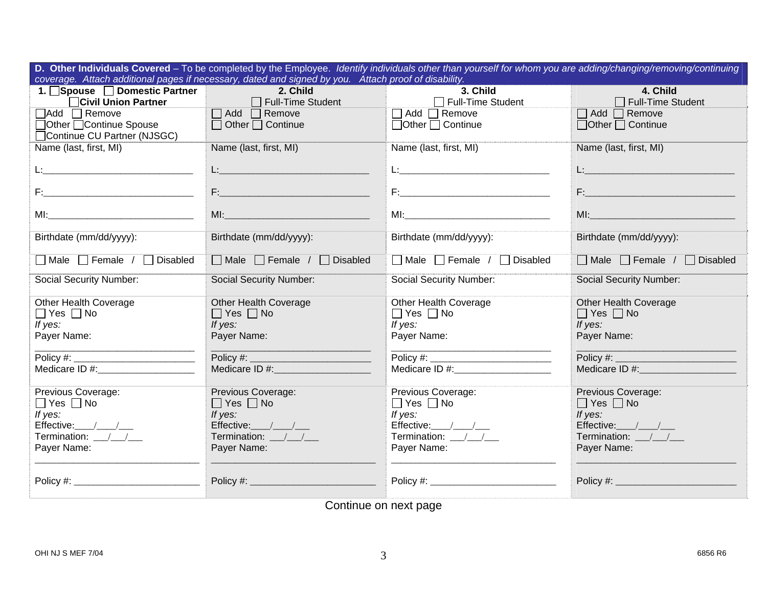**D. Other Individuals Covered** – To be completed by the Employee. *Identify individuals other than yourself for whom you are adding/changing/removing/continuing coverage. Attach additional pages if necessary, dated and signed by you. Attach proof of disability.*

| **1. ☐ Spouse ☐ Domestic Partner ☐ Civil Union Partner** | **2. Child** ☐ Full-Time Student | **3. Child** ☐ Full-Time Student | **4. Child** ☐ Full-Time Student |
|---|---|---|---|
| ☐ Add ☐ Remove ☐ Other ☐ Continue Spouse ☐ Continue CU Partner (NJSGC) | ☐ Add ☐ Remove ☐ Other ☐ Continue | ☐ Add ☐ Remove ☐ Other ☐ Continue | ☐ Add ☐ Remove ☐ Other ☐ Continue |
| Name (last, first, MI) L:____________ F:____________ MI:____________ | Name (last, first, MI) L:____________ F:____________ MI:____________ | Name (last, first, MI) L:____________ F:____________ MI:____________ | Name (last, first, MI) L:____________ F:____________ MI:____________ |
| Birthdate (mm/dd/yyyy): | Birthdate (mm/dd/yyyy): | Birthdate (mm/dd/yyyy): | Birthdate (mm/dd/yyyy): |
| ☐ Male ☐ Female / ☐ Disabled | ☐ Male ☐ Female / ☐ Disabled | ☐ Male ☐ Female / ☐ Disabled | ☐ Male ☐ Female / ☐ Disabled |
| Social Security Number: | Social Security Number: | Social Security Number: | Social Security Number: |
| Other Health Coverage ☐ Yes ☐ No *If yes:* Payer Name: ____________ Policy #: ____________ Medicare ID #: ____________ | Other Health Coverage ☐ Yes ☐ No *If yes:* Payer Name: ____________ Policy #: ____________ Medicare ID #: ____________ | Other Health Coverage ☐ Yes ☐ No *If yes:* Payer Name: ____________ Policy #: ____________ Medicare ID #: ____________ | Other Health Coverage ☐ Yes ☐ No *If yes:* Payer Name: ____________ Policy #: ____________ Medicare ID #: ____________ |
| Previous Coverage: ☐ Yes ☐ No *If yes:* Effective:___/___/___ Termination: ___/___/___ Payer Name: ____________ Policy #: ____________ | Previous Coverage: ☐ Yes ☐ No *If yes:* Effective:___/___/___ Termination: ___/___/___ Payer Name: ____________ Policy #: ____________ | Previous Coverage: ☐ Yes ☐ No *If yes:* Effective:___/___/___ Termination: ___/___/___ Payer Name: ____________ Policy #: ____________ | Previous Coverage: ☐ Yes ☐ No *If yes:* Effective:___/___/___ Termination: ___/___/___ Payer Name: ____________ Policy #: ____________ |

Continue on next page

OHI NJ S MEF 7/04 6856 R6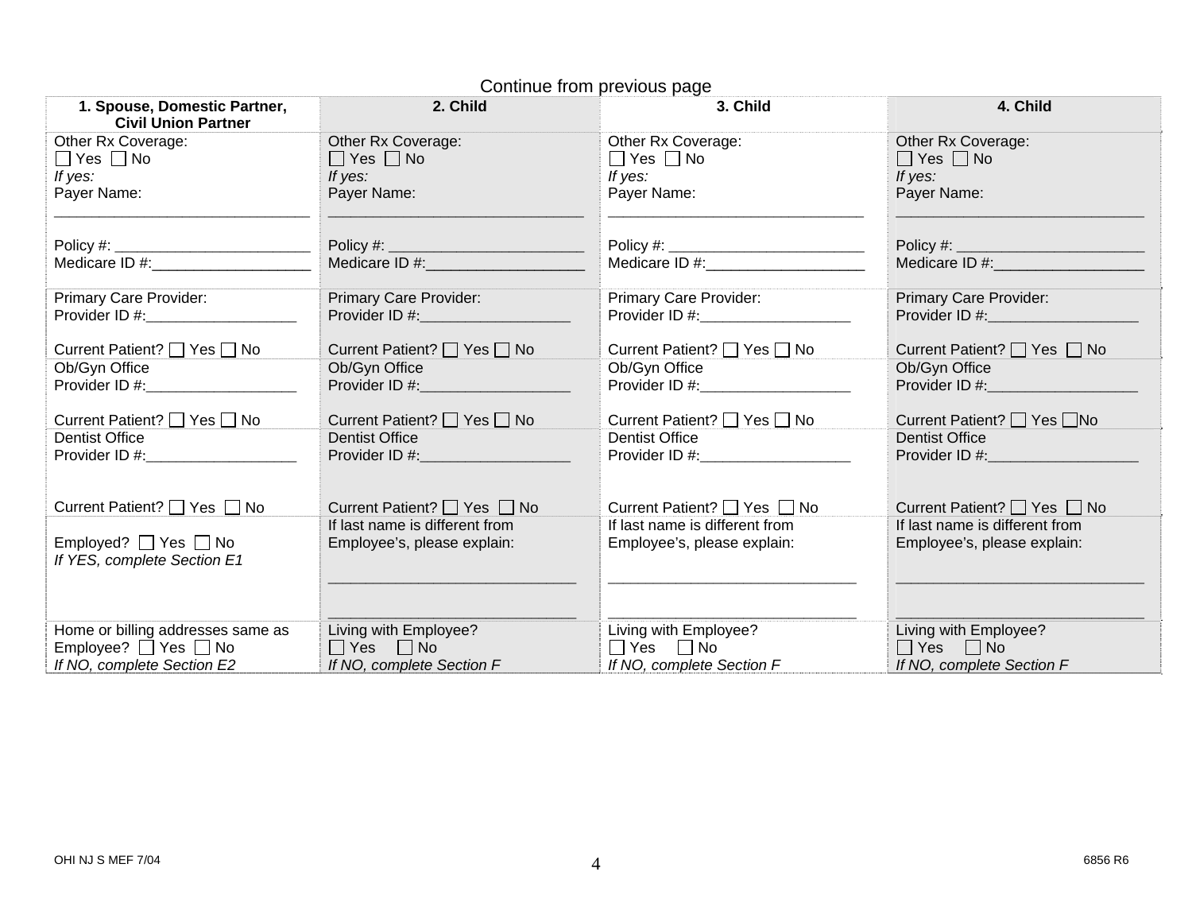Continue from previous page

| 1. Spouse, Domestic Partner, Civil Union Partner | 2. Child | 3. Child | 4. Child |
|---|---|---|---|
| Other Rx Coverage:<br>☐ Yes ☐ No<br>*If yes:*<br>Payer Name:<br>______________________________<br><br>Policy #: ________________________<br>Medicare ID #:___________________ | Other Rx Coverage:<br>☐ Yes ☐ No<br>*If yes:*<br>Payer Name:<br>______________________________<br><br>Policy #: ________________________<br>Medicare ID #:___________________ | Other Rx Coverage:<br>☐ Yes ☐ No<br>*If yes:*<br>Payer Name:<br>______________________________<br><br>Policy #: ________________________<br>Medicare ID #:___________________ | Other Rx Coverage:<br>☐ Yes ☐ No<br>*If yes:*<br>Payer Name:<br>_____________________________<br><br>Policy #: _______________________<br>Medicare ID #:__________________ |
| Primary Care Provider:<br>Provider ID #:__________________<br><br>Current Patient? ☐ Yes ☐ No | Primary Care Provider:<br>Provider ID #:__________________<br><br>Current Patient? ☐ Yes ☐ No | Primary Care Provider:<br>Provider ID #:__________________<br><br>Current Patient? ☐ Yes ☐ No | Primary Care Provider:<br>Provider ID #:__________________<br><br>Current Patient? ☐ Yes ☐ No |
| Ob/Gyn Office<br>Provider ID #:__________________<br><br>Current Patient? ☐ Yes ☐ No | Ob/Gyn Office<br>Provider ID #:__________________<br><br>Current Patient? ☐ Yes ☐ No | Ob/Gyn Office<br>Provider ID #:__________________<br><br>Current Patient? ☐ Yes ☐ No | Ob/Gyn Office<br>Provider ID #:__________________<br><br>Current Patient? ☐ Yes ☐No |
| Dentist Office<br>Provider ID #:__________________<br><br>Current Patient? ☐ Yes ☐ No | Dentist Office<br>Provider ID #:__________________<br><br>Current Patient? ☐ Yes ☐ No | Dentist Office<br>Provider ID #:__________________<br><br>Current Patient? ☐ Yes ☐ No | Dentist Office<br>Provider ID #:__________________<br><br>Current Patient? ☐ Yes ☐ No |
| Employed? ☐ Yes ☐ No<br>*If YES, complete Section E1* | If last name is different from Employee's, please explain:<br>_____________________________<br><br>_____________________________ | If last name is different from Employee's, please explain:<br>_____________________________<br><br>_____________________________ | If last name is different from Employee's, please explain:<br>_____________________________<br><br>_____________________________ |
| Home or billing addresses same as Employee? ☐ Yes ☐ No<br>*If NO, complete Section E2* | Living with Employee?<br>☐ Yes ☐ No<br>*If NO, complete Section F* | Living with Employee?<br>☐ Yes ☐ No<br>*If NO, complete Section F* | Living with Employee?<br>☐ Yes ☐ No<br>*If NO, complete Section F* |

OHI NJ S MEF 7/04

6856 R6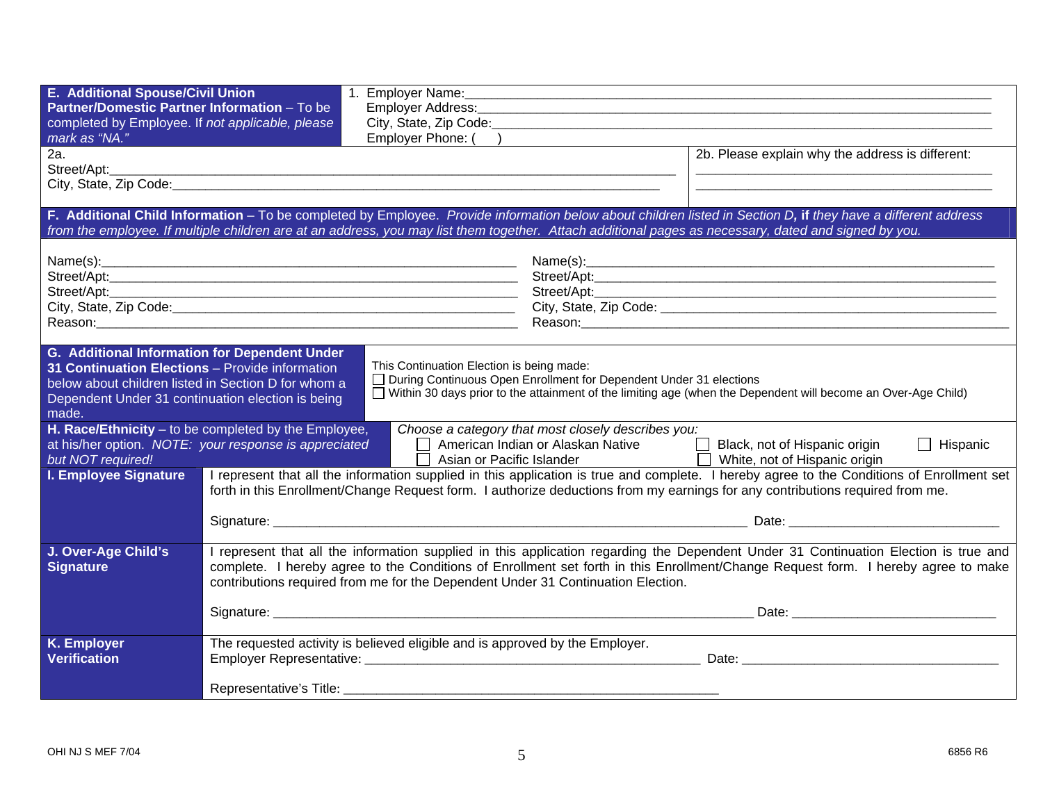**E. Additional Spouse/Civil Union Partner/Domestic Partner Information** – To be completed by Employee. If *not applicable, please mark as "NA."*

1. Employer Name:\_\_\_\_\_\_\_\_\_\_\_\_\_\_\_\_\_\_\_\_\_\_\_\_\_\_\_\_\_\_\_\_\_\_\_\_\_\_\_\_\_\_\_\_
   Employer Address:\_\_\_\_\_\_\_\_\_\_\_\_\_\_\_\_\_\_\_\_\_\_\_\_\_\_\_\_\_\_\_\_\_\_\_\_\_\_\_\_\_\_\_\_
   City, State, Zip Code:\_\_\_\_\_\_\_\_\_\_\_\_\_\_\_\_\_\_\_\_\_\_\_\_\_\_\_\_\_\_\_\_\_\_\_\_\_\_\_\_\_\_\_\_
   Employer Phone: (     )

2a.
Street/Apt:\_\_\_\_\_\_\_\_\_\_\_\_\_\_\_\_\_\_\_\_\_\_\_\_\_\_\_\_\_\_\_\_\_\_\_\_\_\_\_\_\_\_\_\_
City, State, Zip Code:\_\_\_\_\_\_\_\_\_\_\_\_\_\_\_\_\_\_\_\_\_\_\_\_\_\_\_\_\_\_\_\_\_\_\_\_\_\_\_\_\_\_\_\_

2b. Please explain why the address is different:
\_\_\_\_\_\_\_\_\_\_\_\_\_\_\_\_\_\_\_\_\_\_\_\_\_\_\_\_\_\_\_\_\_\_\_\_\_\_\_\_\_\_\_\_
\_\_\_\_\_\_\_\_\_\_\_\_\_\_\_\_\_\_\_\_\_\_\_\_\_\_\_\_\_\_\_\_\_\_\_\_\_\_\_\_\_\_\_\_

**F. Additional Child Information** – To be completed by Employee. *Provide information below about children listed in Section D,* **if** *they have a different address from the employee. If multiple children are at an address, you may list them together. Attach additional pages as necessary, dated and signed by you.*

Name(s):\_\_\_\_\_\_\_\_\_\_\_\_\_\_\_\_\_\_\_\_\_\_\_\_\_\_\_\_\_\_\_\_\_\_\_\_\_\_\_\_\_\_\_\_
Street/Apt:\_\_\_\_\_\_\_\_\_\_\_\_\_\_\_\_\_\_\_\_\_\_\_\_\_\_\_\_\_\_\_\_\_\_\_\_\_\_\_\_\_\_\_\_
Street/Apt:\_\_\_\_\_\_\_\_\_\_\_\_\_\_\_\_\_\_\_\_\_\_\_\_\_\_\_\_\_\_\_\_\_\_\_\_\_\_\_\_\_\_\_\_
City, State, Zip Code:\_\_\_\_\_\_\_\_\_\_\_\_\_\_\_\_\_\_\_\_\_\_\_\_\_\_\_\_\_\_\_\_\_\_\_\_\_\_\_\_\_\_\_\_
Reason:\_\_\_\_\_\_\_\_\_\_\_\_\_\_\_\_\_\_\_\_\_\_\_\_\_\_\_\_\_\_\_\_\_\_\_\_\_\_\_\_\_\_\_\_

Name(s):\_\_\_\_\_\_\_\_\_\_\_\_\_\_\_\_\_\_\_\_\_\_\_\_\_\_\_\_\_\_\_\_\_\_\_\_\_\_\_\_\_\_\_\_
Street/Apt:\_\_\_\_\_\_\_\_\_\_\_\_\_\_\_\_\_\_\_\_\_\_\_\_\_\_\_\_\_\_\_\_\_\_\_\_\_\_\_\_\_\_\_\_
Street/Apt:\_\_\_\_\_\_\_\_\_\_\_\_\_\_\_\_\_\_\_\_\_\_\_\_\_\_\_\_\_\_\_\_\_\_\_\_\_\_\_\_\_\_\_\_
City, State, Zip Code: \_\_\_\_\_\_\_\_\_\_\_\_\_\_\_\_\_\_\_\_\_\_\_\_\_\_\_\_\_\_\_\_\_\_\_\_\_\_\_\_\_\_\_\_
Reason:\_\_\_\_\_\_\_\_\_\_\_\_\_\_\_\_\_\_\_\_\_\_\_\_\_\_\_\_\_\_\_\_\_\_\_\_\_\_\_\_\_\_\_\_

**G. Additional Information for Dependent Under 31 Continuation Elections** – Provide information below about children listed in Section D for whom a Dependent Under 31 continuation election is being made.

This Continuation Election is being made:
- ☐ During Continuous Open Enrollment for Dependent Under 31 elections
- ☐ Within 30 days prior to the attainment of the limiting age (when the Dependent will become an Over-Age Child)

**H. Race/Ethnicity** – to be completed by the Employee, at his/her option. *NOTE: your response is appreciated but NOT required!*

*Choose a category that most closely describes you:*
- ☐ American Indian or Alaskan Native
- ☐ Black, not of Hispanic origin
- ☐ Hispanic
- ☐ Asian or Pacific Islander
- ☐ White, not of Hispanic origin

**I. Employee Signature**

I represent that all the information supplied in this application is true and complete. I hereby agree to the Conditions of Enrollment set forth in this Enrollment/Change Request form. I authorize deductions from my earnings for any contributions required from me.

Signature: \_\_\_\_\_\_\_\_\_\_\_\_\_\_\_\_\_\_\_\_\_\_\_\_\_\_\_\_\_\_\_\_\_\_\_\_\_\_\_\_\_\_\_\_ Date: \_\_\_\_\_\_\_\_\_\_\_\_\_\_\_\_\_\_\_\_

**J. Over-Age Child's Signature**

I represent that all the information supplied in this application regarding the Dependent Under 31 Continuation Election is true and complete. I hereby agree to the Conditions of Enrollment set forth in this Enrollment/Change Request form. I hereby agree to make contributions required from me for the Dependent Under 31 Continuation Election.

Signature: \_\_\_\_\_\_\_\_\_\_\_\_\_\_\_\_\_\_\_\_\_\_\_\_\_\_\_\_\_\_\_\_\_\_\_\_\_\_\_\_\_\_\_\_ Date: \_\_\_\_\_\_\_\_\_\_\_\_\_\_\_\_\_\_\_\_

**K. Employer Verification**

The requested activity is believed eligible and is approved by the Employer.
Employer Representative: \_\_\_\_\_\_\_\_\_\_\_\_\_\_\_\_\_\_\_\_\_\_\_\_\_\_\_\_\_\_\_\_\_\_ Date: \_\_\_\_\_\_\_\_\_\_\_\_\_\_\_\_\_\_\_\_

Representative's Title: \_\_\_\_\_\_\_\_\_\_\_\_\_\_\_\_\_\_\_\_\_\_\_\_\_\_\_\_\_\_\_\_\_\_

OHI NJ S MEF 7/04 6856 R6